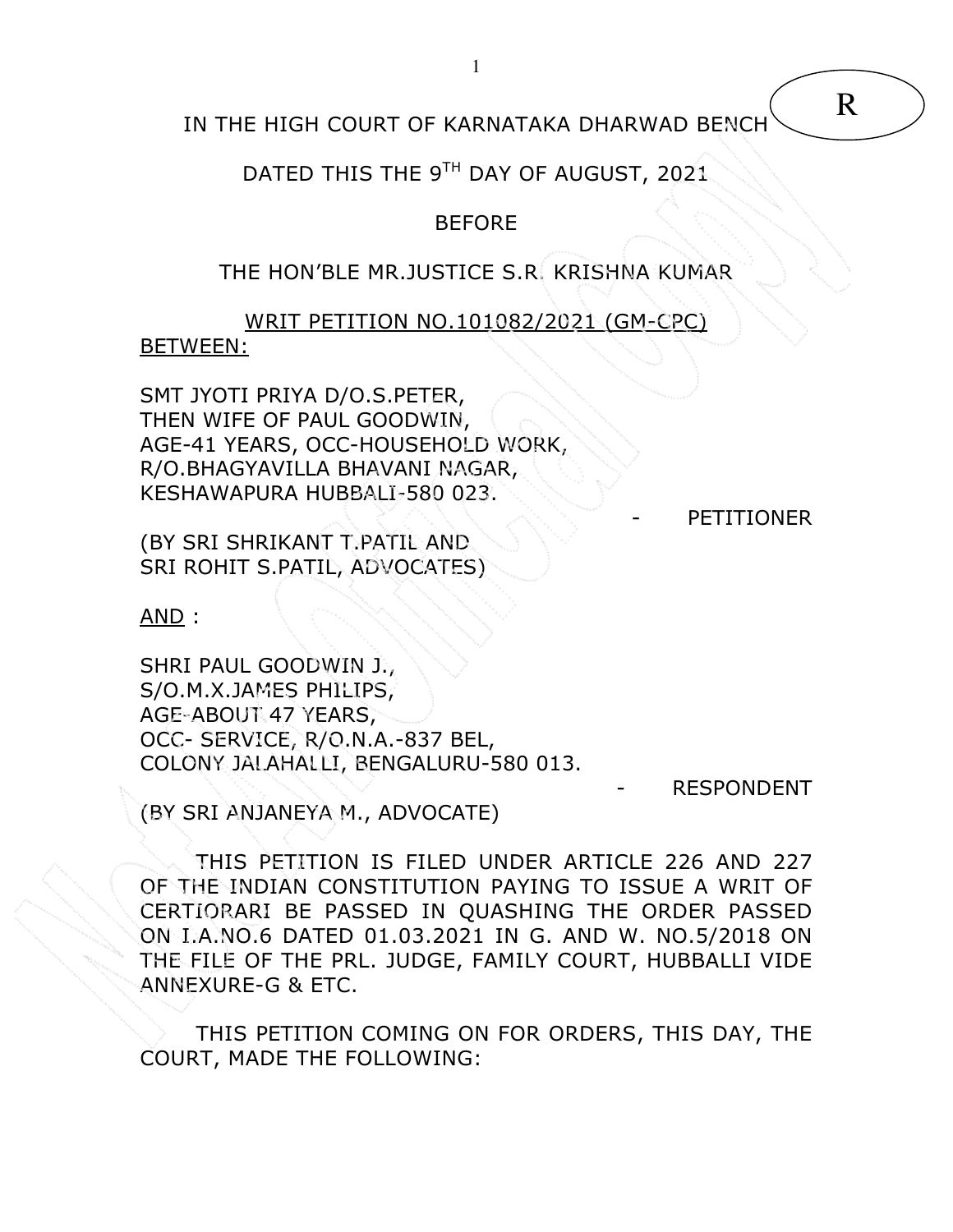IN THE HIGH COURT OF KARNATAKA DHARWAD BENCH

R

DATED THIS THE 9TH DAY OF AUGUST, 2021

BEFORE

THE HON'BLE MR.JUSTICE S.R. KRISHNA KUMAR

WRIT PETITION NO.101082/2021 (GM-CPC)

BETWEEN:

SMT JYOTI PRIYA D/O.S.PETER,
THEN WIFE OF PAUL GOODWIN,
AGE-41 YEARS, OCC-HOUSEHOLD WORK,
R/O.BHAGYAVILLA BHAVANI NAGAR,
KESHAWAPURA HUBBALI-580 023.

- PETITIONER

(BY SRI SHRIKANT T.PATIL AND
SRI ROHIT S.PATIL, ADVOCATES)

AND :

SHRI PAUL GOODWIN J.,
S/O.M.X.JAMES PHILIPS,
AGE-ABOUT 47 YEARS,
OCC- SERVICE, R/O.N.A.-837 BEL,
COLONY JALAHALLI, BENGALURU-580 013.

- RESPONDENT

(BY SRI ANJANEYA M., ADVOCATE)

THIS PETITION IS FILED UNDER ARTICLE 226 AND 227 OF THE INDIAN CONSTITUTION PAYING TO ISSUE A WRIT OF CERTIORARI BE PASSED IN QUASHING THE ORDER PASSED ON I.A.NO.6 DATED 01.03.2021 IN G. AND W. NO.5/2018 ON THE FILE OF THE PRL. JUDGE, FAMILY COURT, HUBBALLI VIDE ANNEXURE-G & ETC.

THIS PETITION COMING ON FOR ORDERS, THIS DAY, THE COURT, MADE THE FOLLOWING: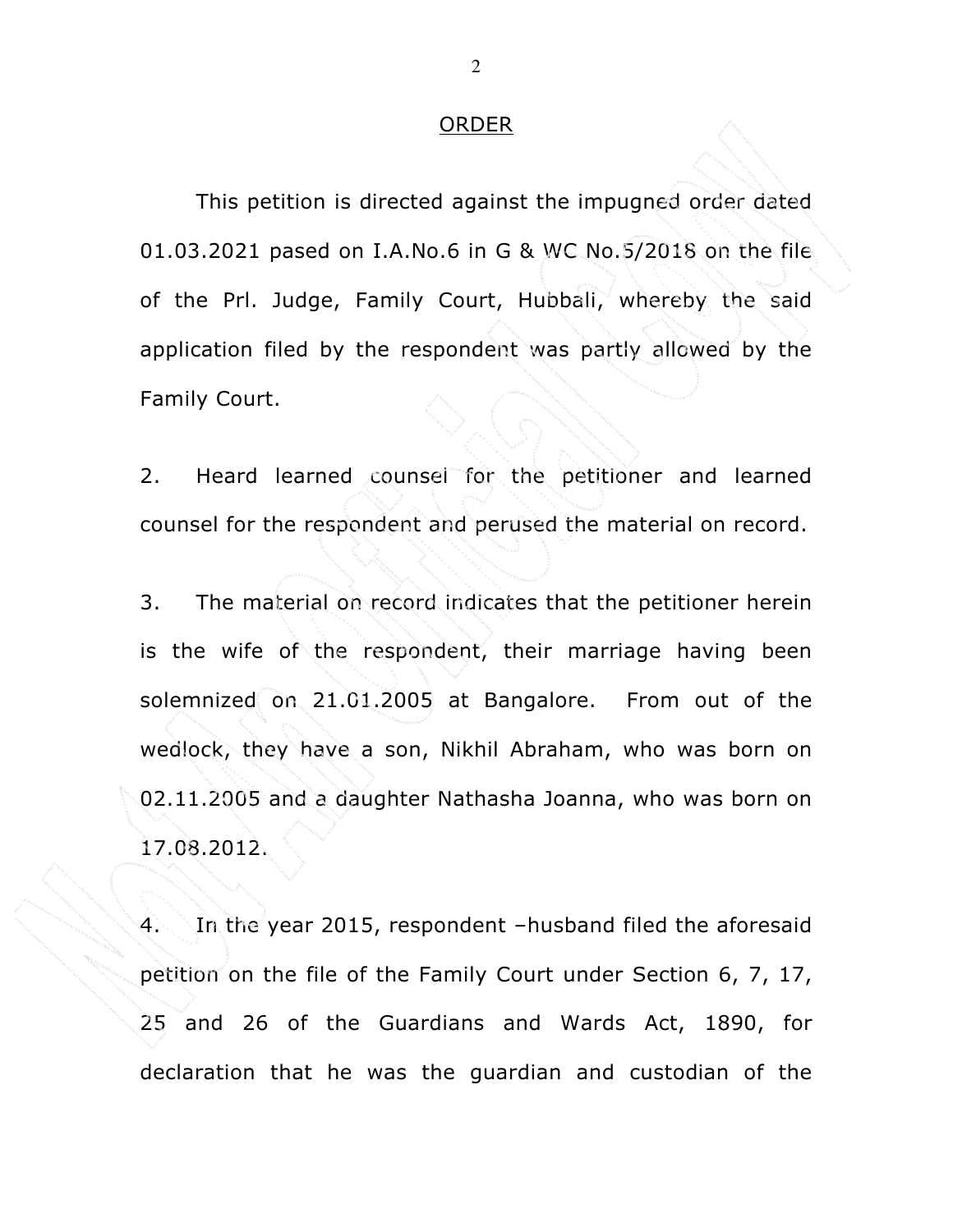## ORDER

This petition is directed against the impugned order dated 01.03.2021 pased on I.A.No.6 in G & WC No.5/2018 on the file of the Prl. Judge, Family Court, Hubbali, whereby the said application filed by the respondent was partly allowed by the Family Court.

2. Heard learned counsel for the petitioner and learned counsel for the respondent and perused the material on record.

3. The material on record indicates that the petitioner herein is the wife of the respondent, their marriage having been solemnized on 21.01.2005 at Bangalore. From out of the wedlock, they have a son, Nikhil Abraham, who was born on 02.11.2005 and a daughter Nathasha Joanna, who was born on 17.08.2012.

4. In the year 2015, respondent –husband filed the aforesaid petition on the file of the Family Court under Section 6, 7, 17, 25 and 26 of the Guardians and Wards Act, 1890, for declaration that he was the guardian and custodian of the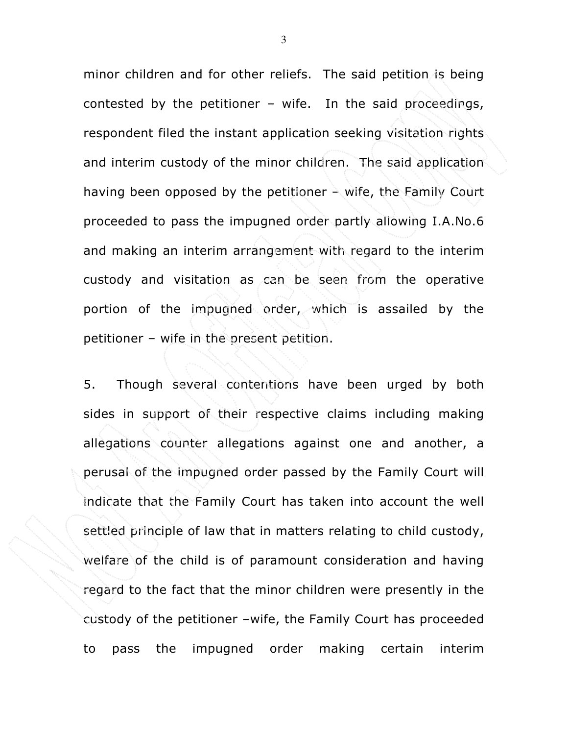minor children and for other reliefs. The said petition is being contested by the petitioner – wife. In the said proceedings, respondent filed the instant application seeking visitation rights and interim custody of the minor children. The said application having been opposed by the petitioner – wife, the Family Court proceeded to pass the impugned order partly allowing I.A.No.6 and making an interim arrangement with regard to the interim custody and visitation as can be seen from the operative portion of the impugned order, which is assailed by the petitioner – wife in the present petition.

5. Though several contentions have been urged by both sides in support of their respective claims including making allegations counter allegations against one and another, a perusal of the impugned order passed by the Family Court will indicate that the Family Court has taken into account the well settled principle of law that in matters relating to child custody, welfare of the child is of paramount consideration and having regard to the fact that the minor children were presently in the custody of the petitioner –wife, the Family Court has proceeded to pass the impugned order making certain interim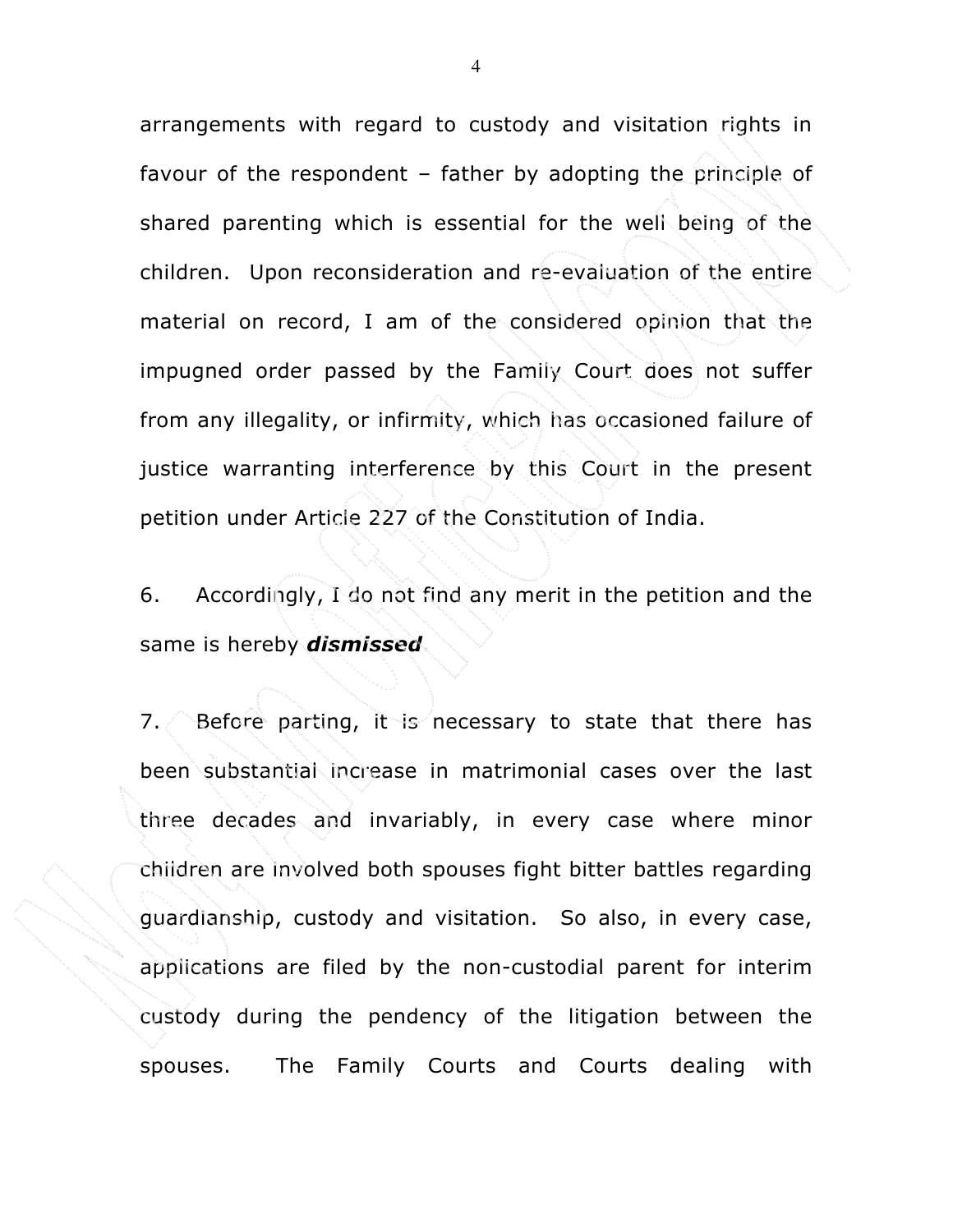arrangements with regard to custody and visitation rights in favour of the respondent – father by adopting the principle of shared parenting which is essential for the well being of the children. Upon reconsideration and re-evaluation of the entire material on record, I am of the considered opinion that the impugned order passed by the Family Court does not suffer from any illegality, or infirmity, which has occasioned failure of justice warranting interference by this Court in the present petition under Article 227 of the Constitution of India.

6. Accordingly, I do not find any merit in the petition and the same is hereby ***dismissed***.

7. Before parting, it is necessary to state that there has been substantial increase in matrimonial cases over the last three decades and invariably, in every case where minor children are involved both spouses fight bitter battles regarding guardianship, custody and visitation. So also, in every case, applications are filed by the non-custodial parent for interim custody during the pendency of the litigation between the spouses. The Family Courts and Courts dealing with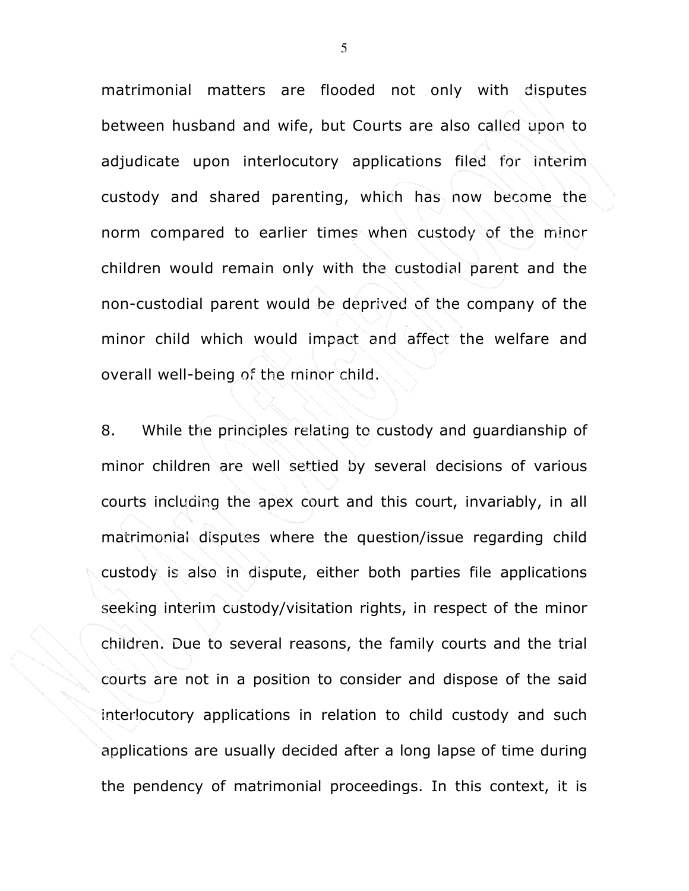matrimonial matters are flooded not only with disputes between husband and wife, but Courts are also called upon to adjudicate upon interlocutory applications filed for interim custody and shared parenting, which has now become the norm compared to earlier times when custody of the minor children would remain only with the custodial parent and the non-custodial parent would be deprived of the company of the minor child which would impact and affect the welfare and overall well-being of the minor child.

8. While the principles relating to custody and guardianship of minor children are well settled by several decisions of various courts including the apex court and this court, invariably, in all matrimonial disputes where the question/issue regarding child custody is also in dispute, either both parties file applications seeking interim custody/visitation rights, in respect of the minor children. Due to several reasons, the family courts and the trial courts are not in a position to consider and dispose of the said interlocutory applications in relation to child custody and such applications are usually decided after a long lapse of time during the pendency of matrimonial proceedings. In this context, it is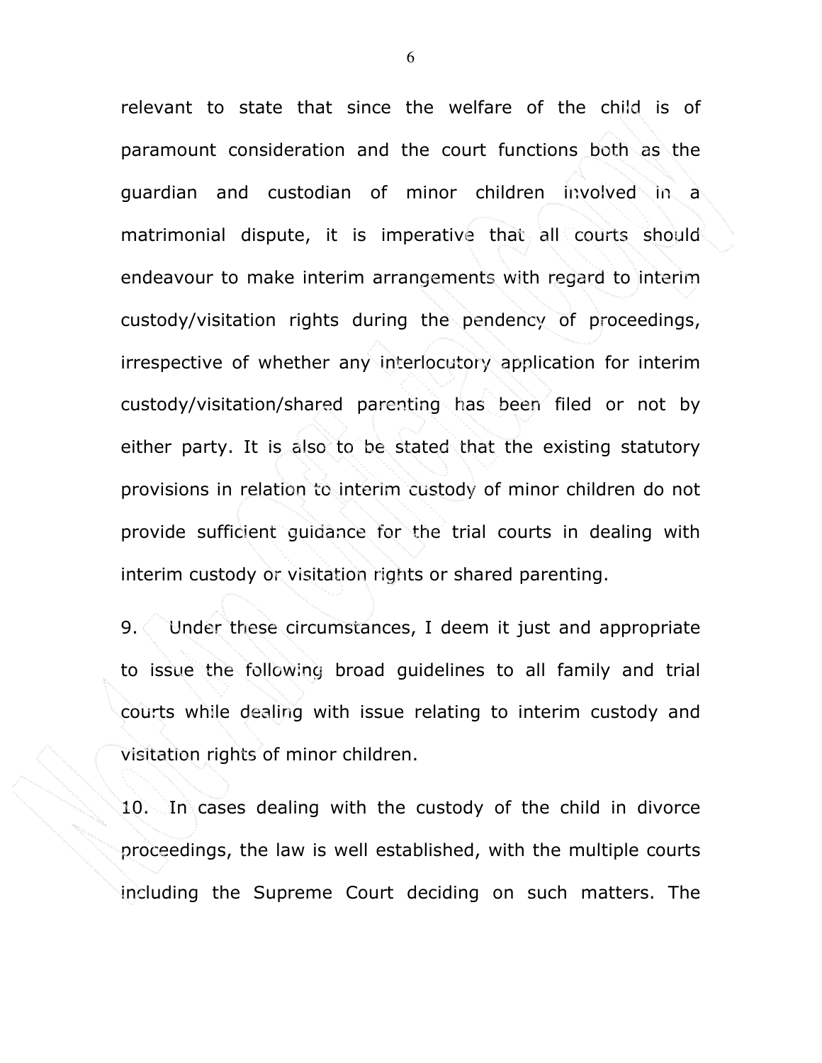relevant to state that since the welfare of the child is of paramount consideration and the court functions both as the guardian and custodian of minor children involved in a matrimonial dispute, it is imperative that all courts should endeavour to make interim arrangements with regard to interim custody/visitation rights during the pendency of proceedings, irrespective of whether any interlocutory application for interim custody/visitation/shared parenting has been filed or not by either party. It is also to be stated that the existing statutory provisions in relation to interim custody of minor children do not provide sufficient guidance for the trial courts in dealing with interim custody or visitation rights or shared parenting.

9. Under these circumstances, I deem it just and appropriate to issue the following broad guidelines to all family and trial courts while dealing with issue relating to interim custody and visitation rights of minor children.

10. In cases dealing with the custody of the child in divorce proceedings, the law is well established, with the multiple courts including the Supreme Court deciding on such matters. The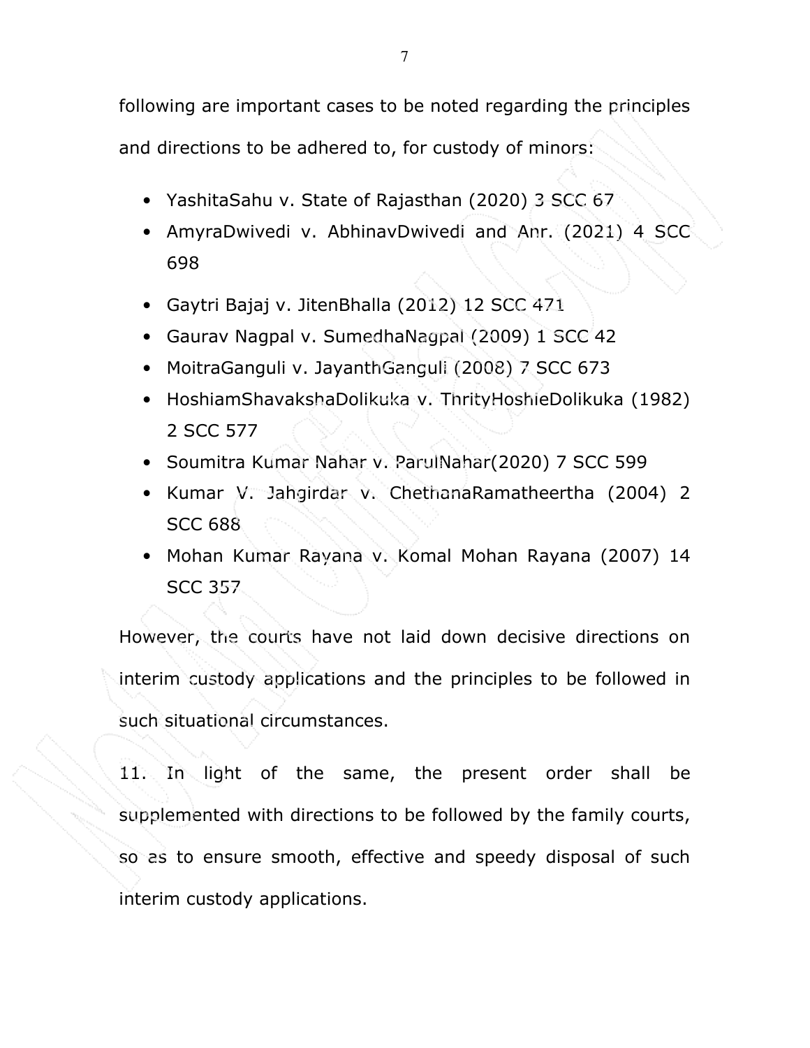following are important cases to be noted regarding the principles and directions to be adhered to, for custody of minors:

- YashitaSahu v. State of Rajasthan (2020) 3 SCC 67
- AmyraDwivedi v. AbhinavDwivedi and Anr. (2021) 4 SCC 698
- Gaytri Bajaj v. JitenBhalla (2012) 12 SCC 471
- Gaurav Nagpal v. SumedhaNagpal (2009) 1 SCC 42
- MoitraGanguli v. JayanthGanguli (2008) 7 SCC 673
- HoshiamShavakshaDolikuka v. ThrityHoshieDolikuka (1982) 2 SCC 577
- Soumitra Kumar Nahar v. ParulNahar(2020) 7 SCC 599
- Kumar V. Jahgirdar v. ChethanaRamatheertha (2004) 2 SCC 688
- Mohan Kumar Rayana v. Komal Mohan Rayana (2007) 14 SCC 357

However, the courts have not laid down decisive directions on interim custody applications and the principles to be followed in such situational circumstances.

11. In light of the same, the present order shall be supplemented with directions to be followed by the family courts, so as to ensure smooth, effective and speedy disposal of such interim custody applications.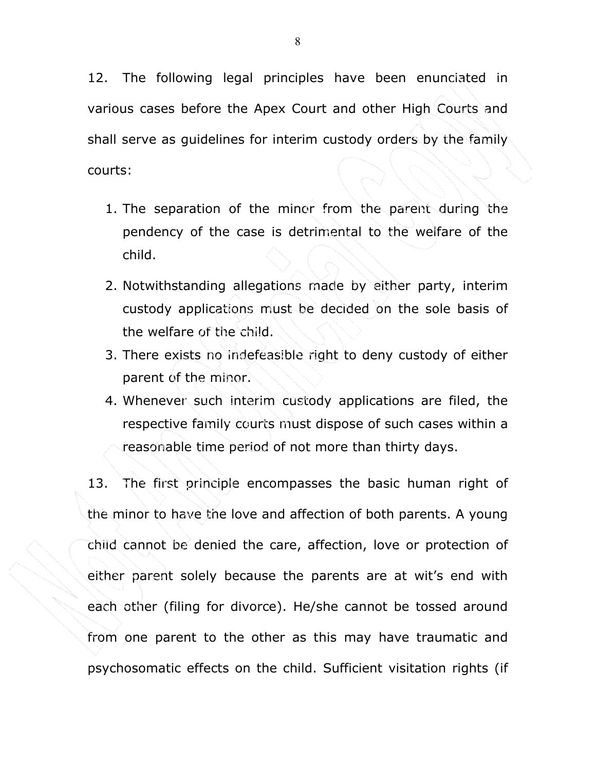12. The following legal principles have been enunciated in various cases before the Apex Court and other High Courts and shall serve as guidelines for interim custody orders by the family courts:

1. The separation of the minor from the parent during the pendency of the case is detrimental to the welfare of the child.
2. Notwithstanding allegations made by either party, interim custody applications must be decided on the sole basis of the welfare of the child.
3. There exists no indefeasible right to deny custody of either parent of the minor.
4. Whenever such interim custody applications are filed, the respective family courts must dispose of such cases within a reasonable time period of not more than thirty days.

13. The first principle encompasses the basic human right of the minor to have the love and affection of both parents. A young child cannot be denied the care, affection, love or protection of either parent solely because the parents are at wit's end with each other (filing for divorce). He/she cannot be tossed around from one parent to the other as this may have traumatic and psychosomatic effects on the child. Sufficient visitation rights (if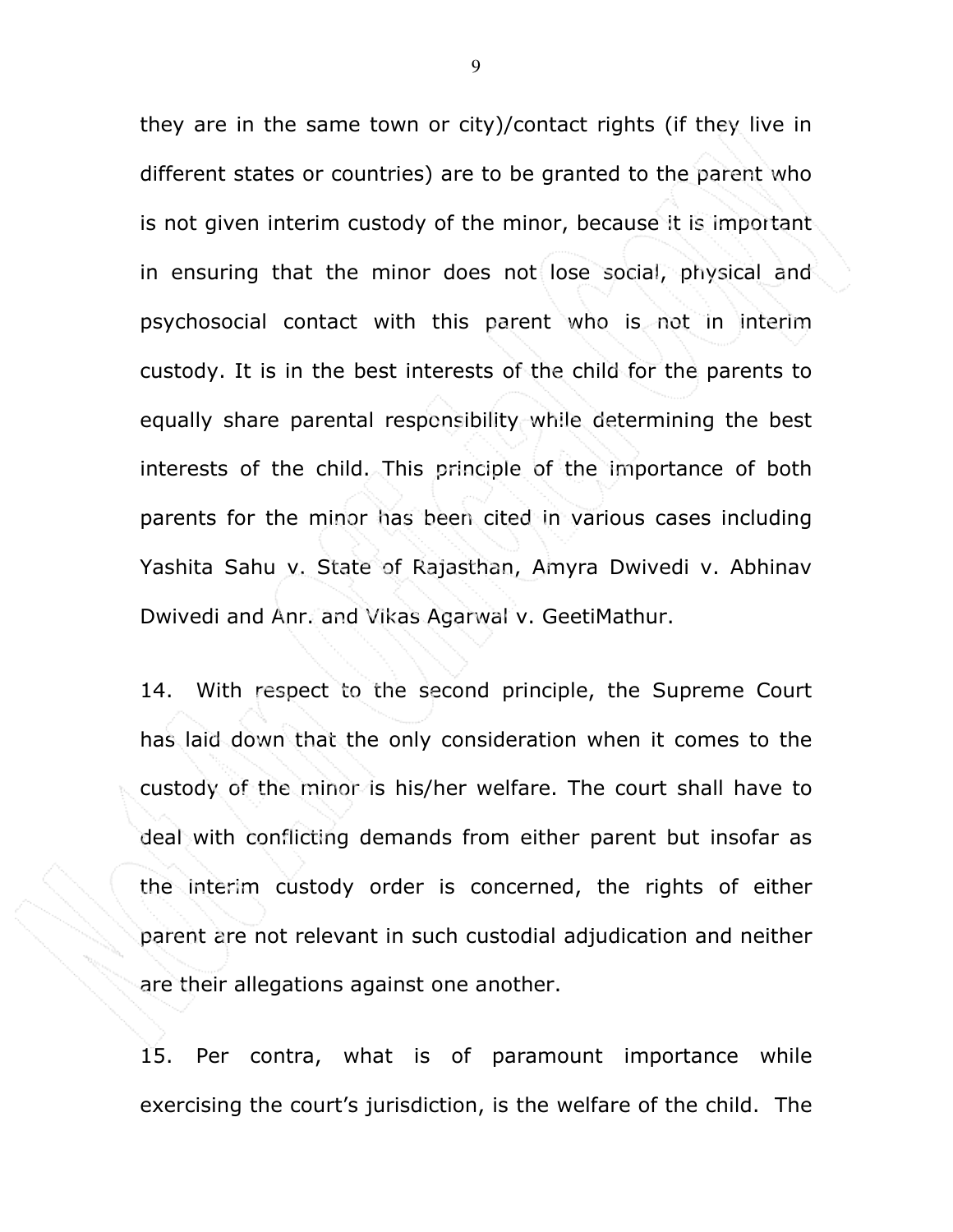they are in the same town or city)/contact rights (if they live in different states or countries) are to be granted to the parent who is not given interim custody of the minor, because it is important in ensuring that the minor does not lose social, physical and psychosocial contact with this parent who is not in interim custody. It is in the best interests of the child for the parents to equally share parental responsibility while determining the best interests of the child. This principle of the importance of both parents for the minor has been cited in various cases including Yashita Sahu v. State of Rajasthan, Amyra Dwivedi v. Abhinav Dwivedi and Anr. and Vikas Agarwal v. GeetiMathur.

14. With respect to the second principle, the Supreme Court has laid down that the only consideration when it comes to the custody of the minor is his/her welfare. The court shall have to deal with conflicting demands from either parent but insofar as the interim custody order is concerned, the rights of either parent are not relevant in such custodial adjudication and neither are their allegations against one another.

15. Per contra, what is of paramount importance while exercising the court's jurisdiction, is the welfare of the child. The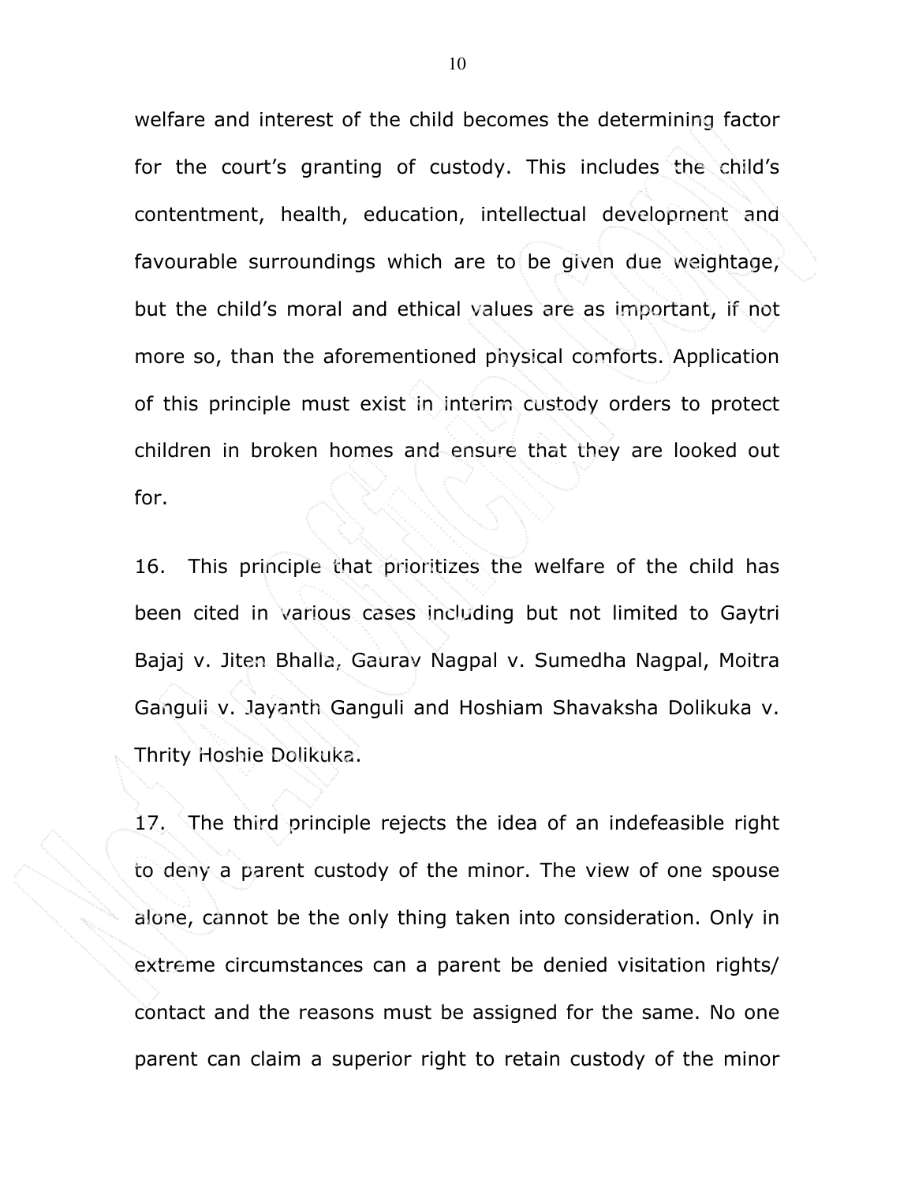welfare and interest of the child becomes the determining factor for the court's granting of custody. This includes the child's contentment, health, education, intellectual development and favourable surroundings which are to be given due weightage, but the child's moral and ethical values are as important, if not more so, than the aforementioned physical comforts. Application of this principle must exist in interim custody orders to protect children in broken homes and ensure that they are looked out for.

16. This principle that prioritizes the welfare of the child has been cited in various cases including but not limited to Gaytri Bajaj v. Jiten Bhalla, Gaurav Nagpal v. Sumedha Nagpal, Moitra Ganguli v. Jayanth Ganguli and Hoshiam Shavaksha Dolikuka v. Thrity Hoshie Dolikuka.

17. The third principle rejects the idea of an indefeasible right to deny a parent custody of the minor. The view of one spouse alone, cannot be the only thing taken into consideration. Only in extreme circumstances can a parent be denied visitation rights/ contact and the reasons must be assigned for the same. No one parent can claim a superior right to retain custody of the minor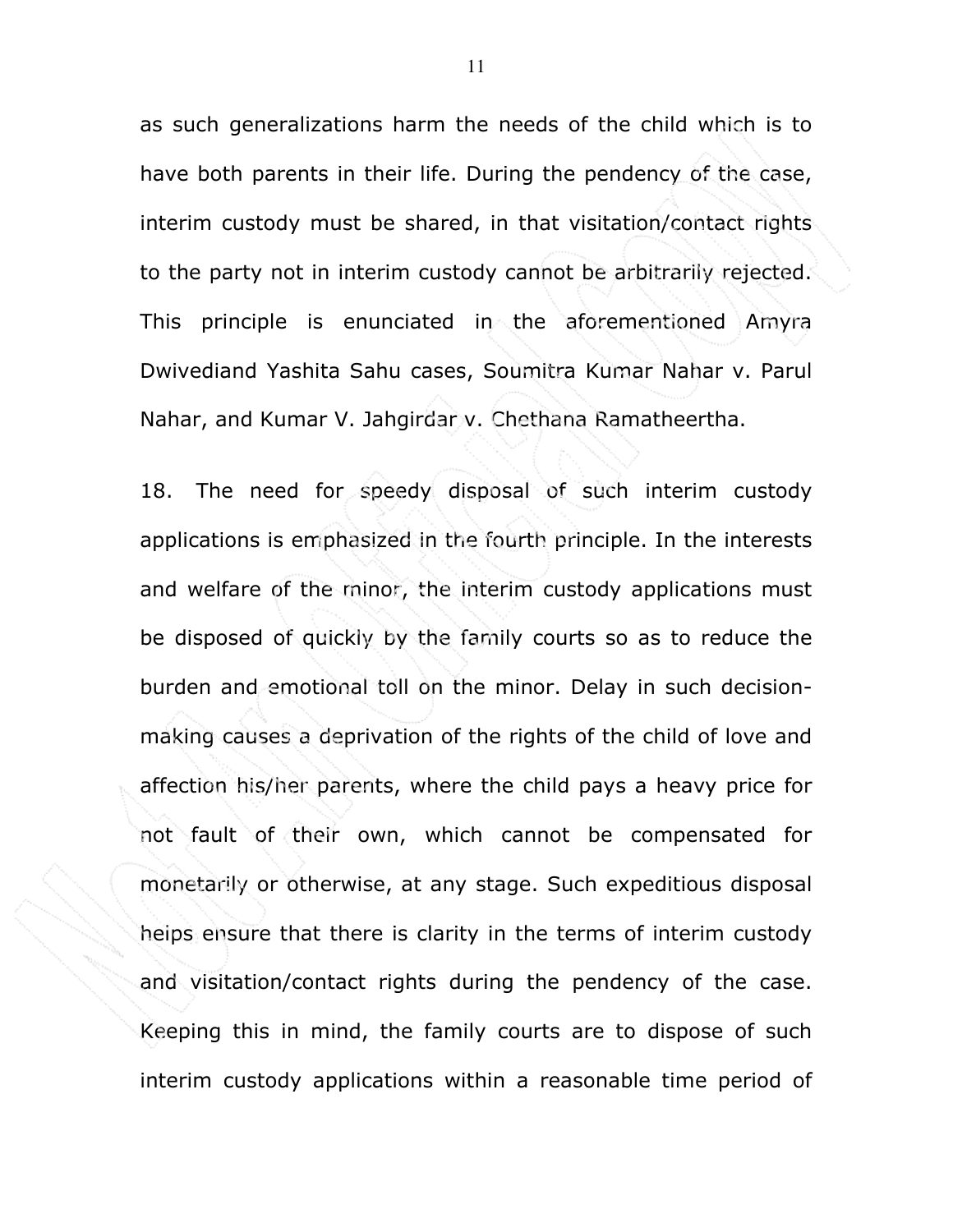as such generalizations harm the needs of the child which is to have both parents in their life. During the pendency of the case, interim custody must be shared, in that visitation/contact rights to the party not in interim custody cannot be arbitrarily rejected. This principle is enunciated in the aforementioned Amyra Dwivediand Yashita Sahu cases, Soumitra Kumar Nahar v. Parul Nahar, and Kumar V. Jahgirdar v. Chethana Ramatheertha.

18. The need for speedy disposal of such interim custody applications is emphasized in the fourth principle. In the interests and welfare of the minor, the interim custody applications must be disposed of quickly by the family courts so as to reduce the burden and emotional toll on the minor. Delay in such decision-making causes a deprivation of the rights of the child of love and affection his/her parents, where the child pays a heavy price for not fault of their own, which cannot be compensated for monetarily or otherwise, at any stage. Such expeditious disposal helps ensure that there is clarity in the terms of interim custody and visitation/contact rights during the pendency of the case. Keeping this in mind, the family courts are to dispose of such interim custody applications within a reasonable time period of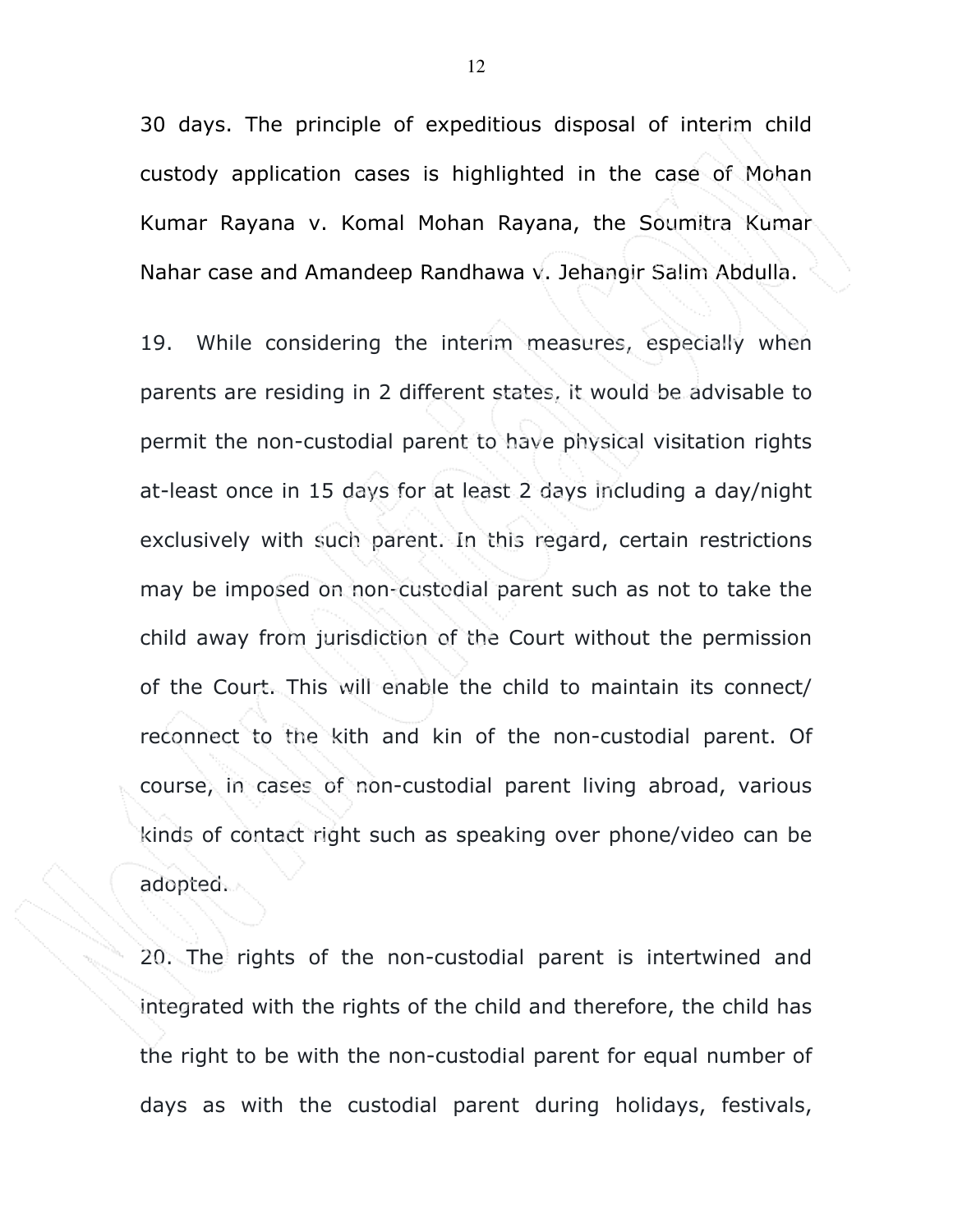30 days. The principle of expeditious disposal of interim child custody application cases is highlighted in the case of Mohan Kumar Rayana v. Komal Mohan Rayana, the Soumitra Kumar Nahar case and Amandeep Randhawa v. Jehangir Salim Abdulla.

19. While considering the interim measures, especially when parents are residing in 2 different states, it would be advisable to permit the non-custodial parent to have physical visitation rights at-least once in 15 days for at least 2 days including a day/night exclusively with such parent. In this regard, certain restrictions may be imposed on non-custodial parent such as not to take the child away from jurisdiction of the Court without the permission of the Court. This will enable the child to maintain its connect/ reconnect to the kith and kin of the non-custodial parent. Of course, in cases of non-custodial parent living abroad, various kinds of contact right such as speaking over phone/video can be adopted.

20. The rights of the non-custodial parent is intertwined and integrated with the rights of the child and therefore, the child has the right to be with the non-custodial parent for equal number of days as with the custodial parent during holidays, festivals,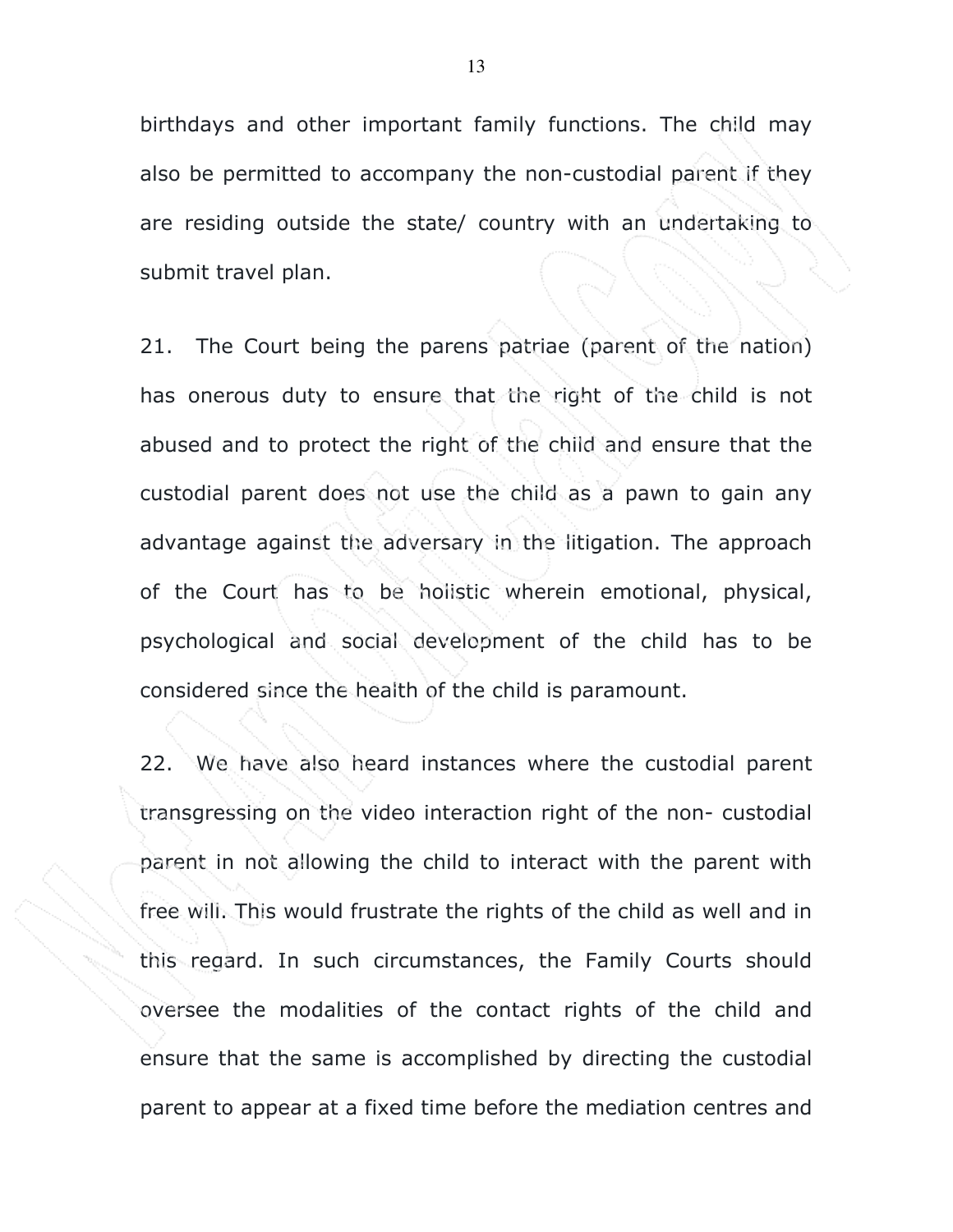birthdays and other important family functions. The child may also be permitted to accompany the non-custodial parent if they are residing outside the state/ country with an undertaking to submit travel plan.

21. The Court being the parens patriae (parent of the nation) has onerous duty to ensure that the right of the child is not abused and to protect the right of the child and ensure that the custodial parent does not use the child as a pawn to gain any advantage against the adversary in the litigation. The approach of the Court has to be holistic wherein emotional, physical, psychological and social development of the child has to be considered since the health of the child is paramount.

22. We have also heard instances where the custodial parent transgressing on the video interaction right of the non- custodial parent in not allowing the child to interact with the parent with free will. This would frustrate the rights of the child as well and in this regard. In such circumstances, the Family Courts should oversee the modalities of the contact rights of the child and ensure that the same is accomplished by directing the custodial parent to appear at a fixed time before the mediation centres and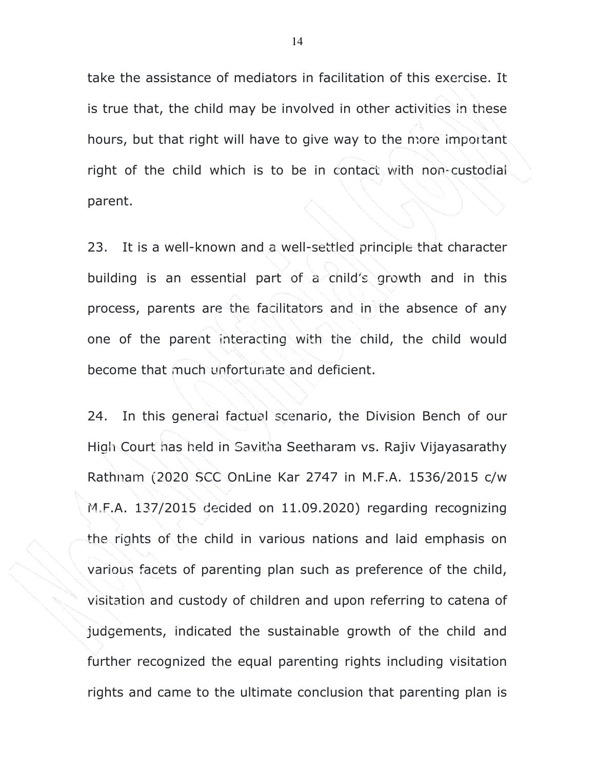take the assistance of mediators in facilitation of this exercise. It is true that, the child may be involved in other activities in these hours, but that right will have to give way to the more important right of the child which is to be in contact with non-custodial parent.

23. It is a well-known and a well-settled principle that character building is an essential part of a child's growth and in this process, parents are the facilitators and in the absence of any one of the parent interacting with the child, the child would become that much unfortunate and deficient.

24. In this general factual scenario, the Division Bench of our High Court has held in Savitha Seetharam vs. Rajiv Vijayasarathy Rathnam (2020 SCC OnLine Kar 2747 in M.F.A. 1536/2015 c/w M.F.A. 137/2015 decided on 11.09.2020) regarding recognizing the rights of the child in various nations and laid emphasis on various facets of parenting plan such as preference of the child, visitation and custody of children and upon referring to catena of judgements, indicated the sustainable growth of the child and further recognized the equal parenting rights including visitation rights and came to the ultimate conclusion that parenting plan is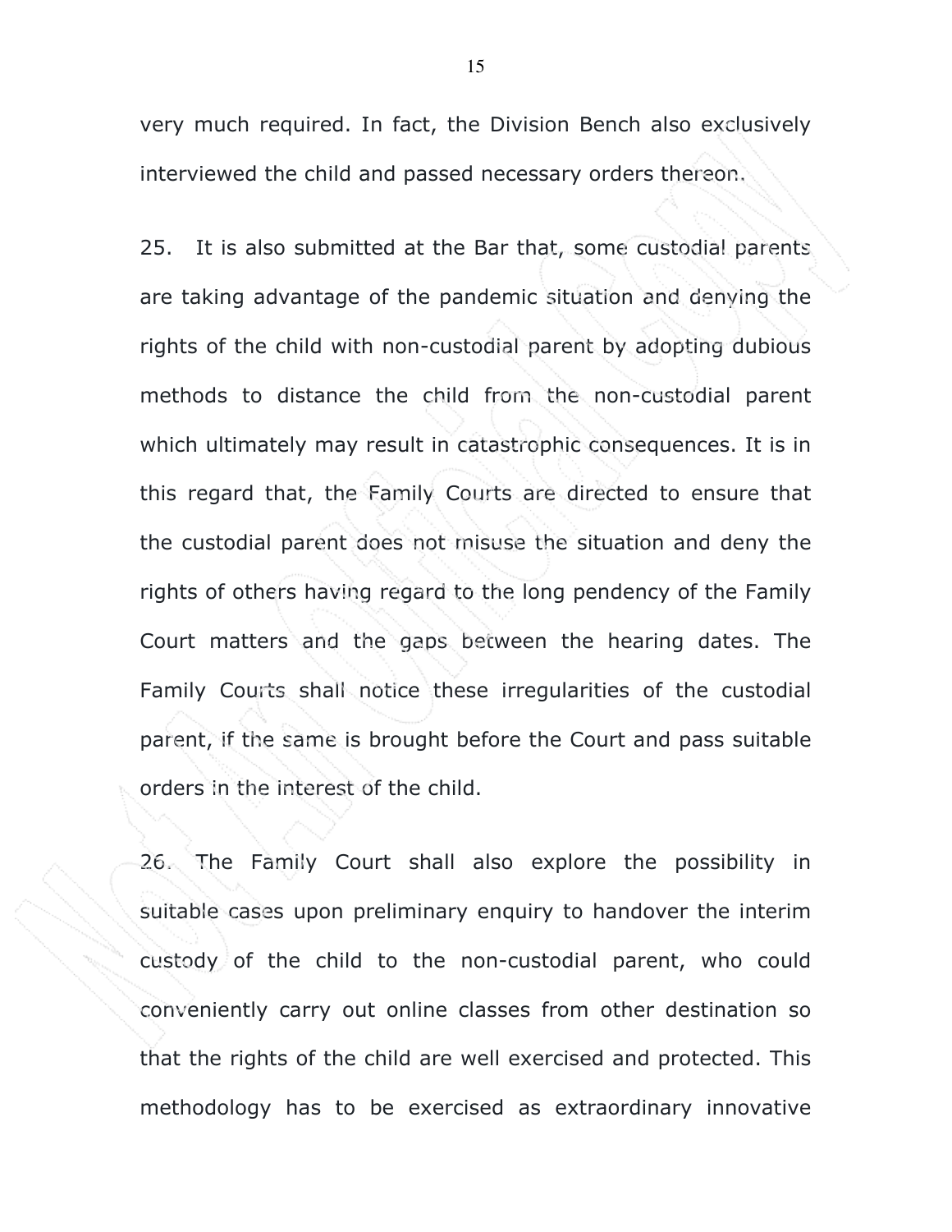very much required. In fact, the Division Bench also exclusively interviewed the child and passed necessary orders thereon.

25. It is also submitted at the Bar that, some custodial parents are taking advantage of the pandemic situation and denying the rights of the child with non-custodial parent by adopting dubious methods to distance the child from the non-custodial parent which ultimately may result in catastrophic consequences. It is in this regard that, the Family Courts are directed to ensure that the custodial parent does not misuse the situation and deny the rights of others having regard to the long pendency of the Family Court matters and the gaps between the hearing dates. The Family Courts shall notice these irregularities of the custodial parent, if the same is brought before the Court and pass suitable orders in the interest of the child.

26. The Family Court shall also explore the possibility in suitable cases upon preliminary enquiry to handover the interim custody of the child to the non-custodial parent, who could conveniently carry out online classes from other destination so that the rights of the child are well exercised and protected. This methodology has to be exercised as extraordinary innovative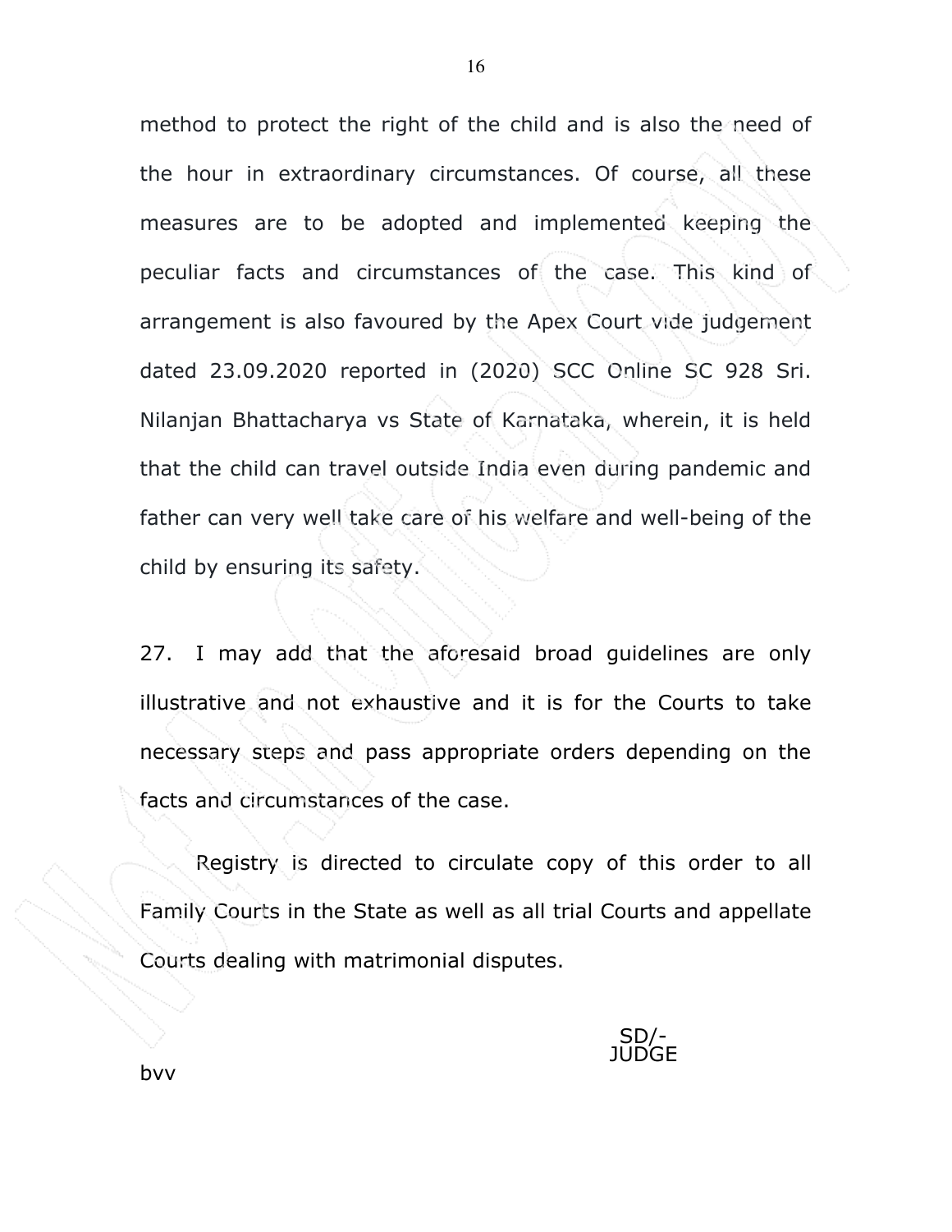method to protect the right of the child and is also the need of the hour in extraordinary circumstances. Of course, all these measures are to be adopted and implemented keeping the peculiar facts and circumstances of the case. This kind of arrangement is also favoured by the Apex Court vide judgement dated 23.09.2020 reported in (2020) SCC Online SC 928 Sri. Nilanjan Bhattacharya vs State of Karnataka, wherein, it is held that the child can travel outside India even during pandemic and father can very well take care of his welfare and well-being of the child by ensuring its safety.

27. I may add that the aforesaid broad guidelines are only illustrative and not exhaustive and it is for the Courts to take necessary steps and pass appropriate orders depending on the facts and circumstances of the case.

Registry is directed to circulate copy of this order to all Family Courts in the State as well as all trial Courts and appellate Courts dealing with matrimonial disputes.

SD/-
JUDGE

bvv